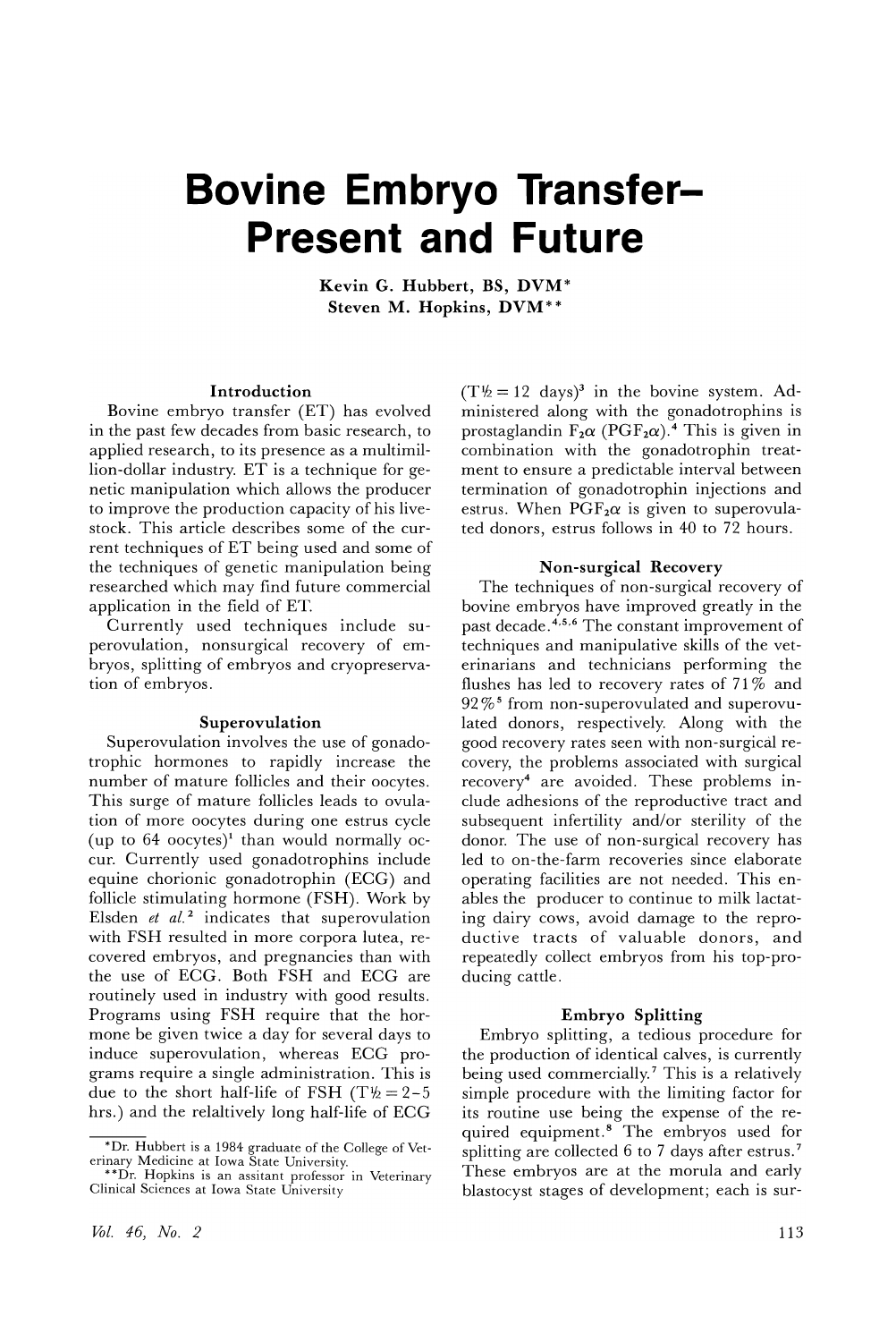# Bovine Embryo Transfer–Present and Future

**Kevin G. Hubbert, BS, DVM***
**Steven M. Hopkins, DVM****

### Introduction

Bovine embryo transfer (ET) has evolved in the past few decades from basic research, to applied research, to its presence as a multimillion-dollar industry. ET is a technique for genetic manipulation which allows the producer to improve the production capacity of his livestock. This article describes some of the current techniques of ET being used and some of the techniques of genetic manipulation being researched which may find future commercial application in the field of ET.

Currently used techniques include superovulation, nonsurgical recovery of embryos, splitting of embryos and cryopreservation of embryos.

### Superovulation

Superovulation involves the use of gonadotrophic hormones to rapidly increase the number of mature follicles and their oocytes. This surge of mature follicles leads to ovulation of more oocytes during one estrus cycle (up to 64 oocytes)[1] than would normally occur. Currently used gonadotrophins include equine chorionic gonadotrophin (ECG) and follicle stimulating hormone (FSH). Work by Elsden *et al.*[2] indicates that superovulation with FSH resulted in more corpora lutea, recovered embryos, and pregnancies than with the use of ECG. Both FSH and ECG are routinely used in industry with good results. Programs using FSH require that the hormone be given twice a day for several days to induce superovulation, whereas ECG programs require a single administration. This is due to the short half-life of FSH ($T\frac{1}{2} = 2-5$ hrs.) and the relaltively long half-life of ECG ($T\frac{1}{2} = 12$ days)[3] in the bovine system. Administered along with the gonadotrophins is prostaglandin $F_2\alpha$ ($PGF_2\alpha$).[4] This is given in combination with the gonadotrophin treatment to ensure a predictable interval between termination of gonadotrophin injections and estrus. When $PGF_2\alpha$ is given to superovulated donors, estrus follows in 40 to 72 hours.

### Non-surgical Recovery

The techniques of non-surgical recovery of bovine embryos have improved greatly in the past decade.[4,5,6] The constant improvement of techniques and manipulative skills of the veterinarians and technicians performing the flushes has led to recovery rates of 71% and 92%[5] from non-superovulated and superovulated donors, respectively. Along with the good recovery rates seen with non-surgical recovery, the problems associated with surgical recovery[4] are avoided. These problems include adhesions of the reproductive tract and subsequent infertility and/or sterility of the donor. The use of non-surgical recovery has led to on-the-farm recoveries since elaborate operating facilities are not needed. This enables the producer to continue to milk lactating dairy cows, avoid damage to the reproductive tracts of valuable donors, and repeatedly collect embryos from his top-producing cattle.

### Embryo Splitting

Embryo splitting, a tedious procedure for the production of identical calves, is currently being used commercially.[7] This is a relatively simple procedure with the limiting factor for its routine use being the expense of the required equipment.[8] The embryos used for splitting are collected 6 to 7 days after estrus.[7] These embryos are at the morula and early blastocyst stages of development; each is sur-

---

*Dr. Hubbert is a 1984 graduate of the College of Veterinary Medicine at Iowa State University.
**Dr. Hopkins is an assitant professor in Veterinary Clinical Sciences at Iowa State University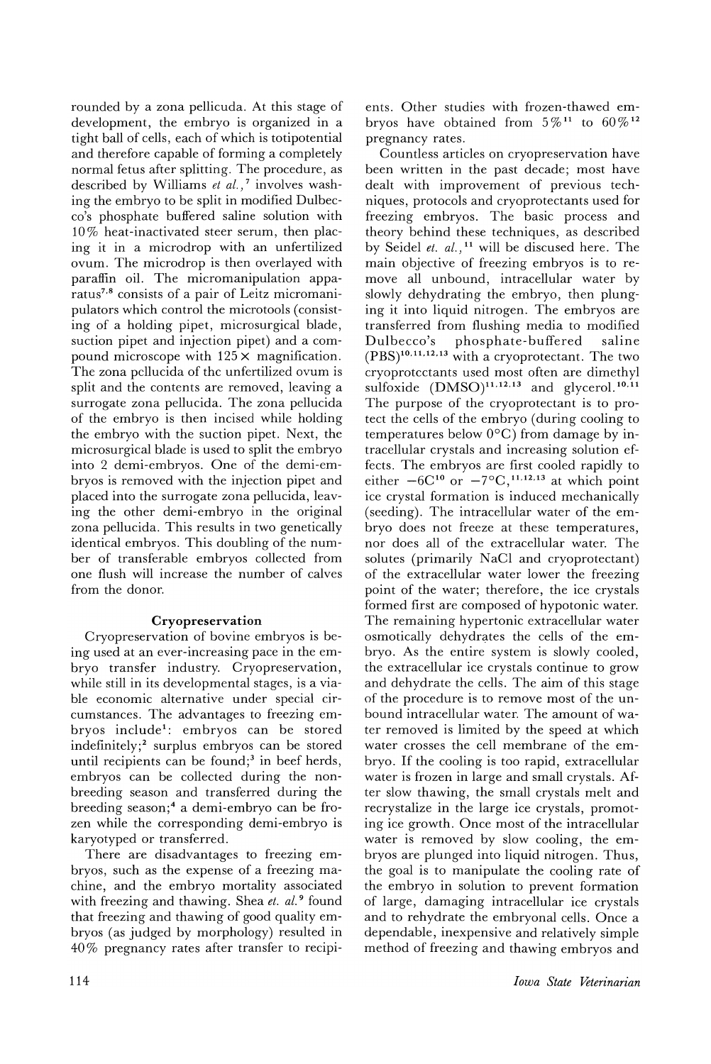rounded by a zona pellicuda. At this stage of development, the embryo is organized in a tight ball of cells, each of which is totipotential and therefore capable of forming a completely normal fetus after splitting. The procedure, as described by Williams *et al.*,[7] involves washing the embryo to be split in modified Dulbecco's phosphate buffered saline solution with 10% heat-inactivated steer serum, then placing it in a microdrop with an unfertilized ovum. The microdrop is then overlayed with paraffin oil. The micromanipulation apparatus[7,8] consists of a pair of Leitz micromanipulators which control the microtools (consisting of a holding pipet, microsurgical blade, suction pipet and injection pipet) and a compound microscope with 125× magnification. The zona pellucida of the unfertilized ovum is split and the contents are removed, leaving a surrogate zona pellucida. The zona pellucida of the embryo is then incised while holding the embryo with the suction pipet. Next, the microsurgical blade is used to split the embryo into 2 demi-embryos. One of the demi-embryos is removed with the injection pipet and placed into the surrogate zona pellucida, leaving the other demi-embryo in the original zona pellucida. This results in two genetically identical embryos. This doubling of the number of transferable embryos collected from one flush will increase the number of calves from the donor.

### Cryopreservation

Cryopreservation of bovine embryos is being used at an ever-increasing pace in the embryo transfer industry. Cryopreservation, while still in its developmental stages, is a viable economic alternative under special circumstances. The advantages to freezing embryos include[1]: embryos can be stored indefinitely;[2] surplus embryos can be stored until recipients can be found;[3] in beef herds, embryos can be collected during the non-breeding season and transferred during the breeding season;[4] a demi-embryo can be frozen while the corresponding demi-embryo is karyotyped or transferred.

There are disadvantages to freezing embryos, such as the expense of a freezing machine, and the embryo mortality associated with freezing and thawing. Shea *et. al.*[9] found that freezing and thawing of good quality embryos (as judged by morphology) resulted in 40% pregnancy rates after transfer to recipients. Other studies with frozen-thawed embryos have obtained from 5%[11] to 60%[12] pregnancy rates.

Countless articles on cryopreservation have been written in the past decade; most have dealt with improvement of previous techniques, protocols and cryoprotectants used for freezing embryos. The basic process and theory behind these techniques, as described by Seidel *et. al.*,[11] will be discused here. The main objective of freezing embryos is to remove all unbound, intracellular water by slowly dehydrating the embryo, then plunging it into liquid nitrogen. The embryos are transferred from flushing media to modified Dulbecco's phosphate-buffered saline (PBS)[10,11,12,13] with a cryoprotectant. The two cryoprotectants used most often are dimethyl sulfoxide (DMSO)[11,12,13] and glycerol.[10,11] The purpose of the cryoprotectant is to protect the cells of the embryo (during cooling to temperatures below 0°C) from damage by intracellular crystals and increasing solution effects. The embryos are first cooled rapidly to either −6C[10] or −7°C,[11,12,13] at which point ice crystal formation is induced mechanically (seeding). The intracellular water of the embryo does not freeze at these temperatures, nor does all of the extracellular water. The solutes (primarily NaCl and cryoprotectant) of the extracellular water lower the freezing point of the water; therefore, the ice crystals formed first are composed of hypotonic water. The remaining hypertonic extracellular water osmotically dehydrates the cells of the embryo. As the entire system is slowly cooled, the extracellular ice crystals continue to grow and dehydrate the cells. The aim of this stage of the procedure is to remove most of the unbound intracellular water. The amount of water removed is limited by the speed at which water crosses the cell membrane of the embryo. If the cooling is too rapid, extracellular water is frozen in large and small crystals. After slow thawing, the small crystals melt and recrystalize in the large ice crystals, promoting ice growth. Once most of the intracellular water is removed by slow cooling, the embryos are plunged into liquid nitrogen. Thus, the goal is to manipulate the cooling rate of the embryo in solution to prevent formation of large, damaging intracellular ice crystals and to rehydrate the embryonal cells. Once a dependable, inexpensive and relatively simple method of freezing and thawing embryos and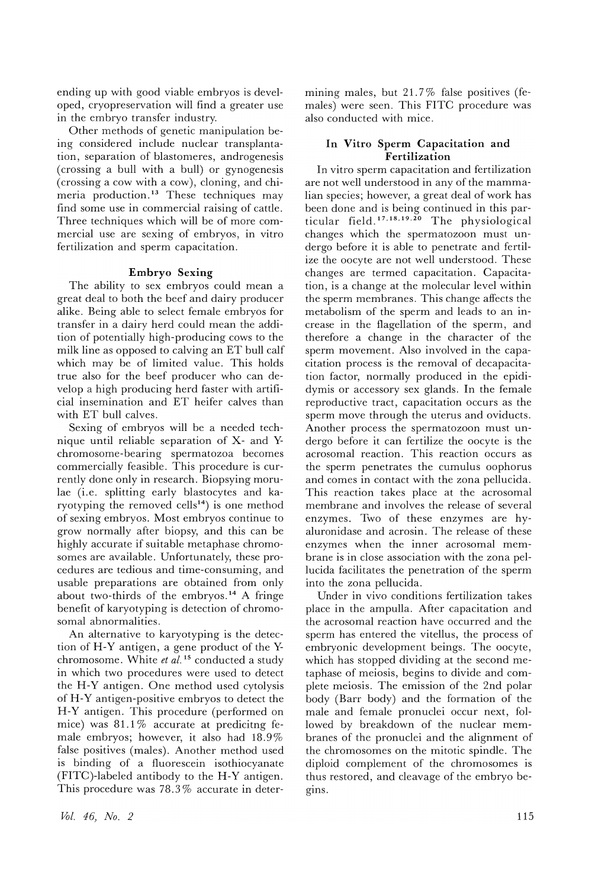ending up with good viable embryos is developed, cryopreservation will find a greater use in the embryo transfer industry.

Other methods of genetic manipulation being considered include nuclear transplantation, separation of blastomeres, androgenesis (crossing a bull with a bull) or gynogenesis (crossing a cow with a cow), cloning, and chimeria production.[13] These techniques may find some use in commercial raising of cattle. Three techniques which will be of more commercial use are sexing of embryos, in vitro fertilization and sperm capacitation.

### Embryo Sexing

The ability to sex embryos could mean a great deal to both the beef and dairy producer alike. Being able to select female embryos for transfer in a dairy herd could mean the addition of potentially high-producing cows to the milk line as opposed to calving an ET bull calf which may be of limited value. This holds true also for the beef producer who can develop a high producing herd faster with artificial insemination and ET heifer calves than with ET bull calves.

Sexing of embryos will be a needed technique until reliable separation of X- and Y-chromosome-bearing spermatozoa becomes commercially feasible. This procedure is currently done only in research. Biopsying morulae (i.e. splitting early blastocytes and karyotyping the removed cells[14]) is one method of sexing embryos. Most embryos continue to grow normally after biopsy, and this can be highly accurate if suitable metaphase chromosomes are available. Unfortunately, these procedures are tedious and time-consuming, and usable preparations are obtained from only about two-thirds of the embryos.[14] A fringe benefit of karyotyping is detection of chromosomal abnormalities.

An alternative to karyotyping is the detection of H-Y antigen, a gene product of the Y-chromosome. White *et al.*[15] conducted a study in which two procedures were used to detect the H-Y antigen. One method used cytolysis of H-Y antigen-positive embryos to detect the H-Y antigen. This procedure (performed on mice) was 81.1% accurate at predicitng female embryos; however, it also had 18.9% false positives (males). Another method used is binding of a fluorescein isothiocyanate (FITC)-labeled antibody to the H-Y antigen. This procedure was 78.3% accurate in determining males, but 21.7% false positives (females) were seen. This FITC procedure was also conducted with mice.

### In Vitro Sperm Capacitation and Fertilization

In vitro sperm capacitation and fertilization are not well understood in any of the mammalian species; however, a great deal of work has been done and is being continued in this particular field.[17,18,19,20] The physiological changes which the spermatozoon must undergo before it is able to penetrate and fertilize the oocyte are not well understood. These changes are termed capacitation. Capacitation, is a change at the molecular level within the sperm membranes. This change affects the metabolism of the sperm and leads to an increase in the flagellation of the sperm, and therefore a change in the character of the sperm movement. Also involved in the capacitation process is the removal of decapacitation factor, normally produced in the epididymis or accessory sex glands. In the female reproductive tract, capacitation occurs as the sperm move through the uterus and oviducts. Another process the spermatozoon must undergo before it can fertilize the oocyte is the acrosomal reaction. This reaction occurs as the sperm penetrates the cumulus oophorus and comes in contact with the zona pellucida. This reaction takes place at the acrosomal membrane and involves the release of several enzymes. Two of these enzymes are hyaluronidase and acrosin. The release of these enzymes when the inner acrosomal membrane is in close association with the zona pellucida facilitates the penetration of the sperm into the zona pellucida.

Under in vivo conditions fertilization takes place in the ampulla. After capacitation and the acrosomal reaction have occurred and the sperm has entered the vitellus, the process of embryonic development beings. The oocyte, which has stopped dividing at the second metaphase of meiosis, begins to divide and complete meiosis. The emission of the 2nd polar body (Barr body) and the formation of the male and female pronuclei occur next, followed by breakdown of the nuclear membranes of the pronuclei and the alignment of the chromosomes on the mitotic spindle. The diploid complement of the chromosomes is thus restored, and cleavage of the embryo begins.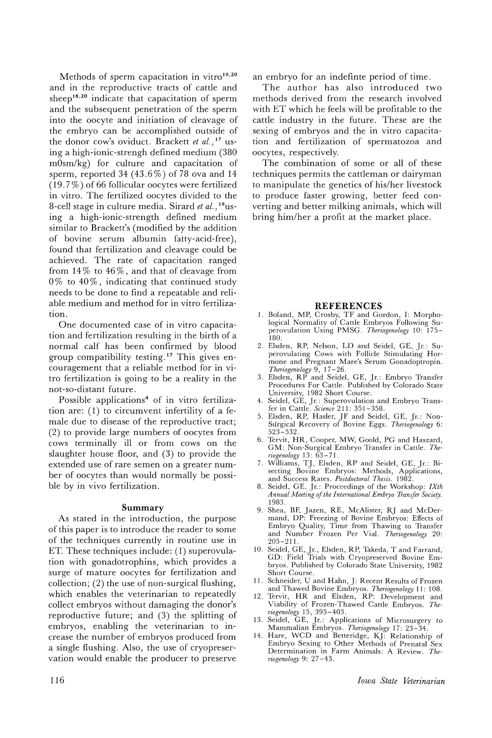Methods of sperm capacitation in vitro[19,20] and in the reproductive tracts of cattle and sheep[18,20] indicate that capacitation of sperm and the subsequent penetration of the sperm into the oocyte and initiation of cleavage of the embryo can be accomplished outside of the donor cow's oviduct. Brackett *et al.*,[17] using a high-ionic-strengh defined medium (380 mOsm/kg) for culture and capacitation of sperm, reported 34 (43.6%) of 78 ova and 14 (19.7%) of 66 follicular oocytes were fertilized in vitro. The fertilized oocytes divided to the 8-cell stage in culture media. Sirard *et al.*,[19] using a high-ionic-strength defined medium similar to Brackett's (modified by the addition of bovine serum albumin fatty-acid-free), found that fertilization and cleavage could be achieved. The rate of capacitation ranged from 14% to 46%, and that of cleavage from 0% to 40%, indicating that continued study needs to be done to find a repeatable and reliable medium and method for in vitro fertilization.

One documented case of in vitro capacitation and fertilization resulting in the birth of a normal calf has been confirmed by blood group compatibility testing.[17] This gives encouragement that a reliable method for in vitro fertilization is going to be a reality in the not-so-distant future.

Possible applications[4] of in vitro fertilization are: (1) to circumvent infertility of a female due to disease of the reproductive tract; (2) to provide large numbers of oocytes from cows terminally ill or from cows on the slaughter house floor, and (3) to provide the extended use of rare semen on a greater number of oocytes than would normally be possible by in vivo fertilization.

## Summary

As stated in the introduction, the purpose of this paper is to introduce the reader to some of the techniques currently in routine use in ET. These techniques include: (1) superovulation with gonadotrophins, which provides a surge of mature oocytes for fertilization and collection; (2) the use of non-surgical flushing, which enables the veterinarian to repeatedly collect embryos without damaging the donor's reproductive future; and (3) the splitting of embryos, enabling the veterinarian to increase the number of embryos produced from a single flushing. Also, the use of cryopreservation would enable the producer to preserve an embryo for an indefinte period of time.

The author has also introduced two methods derived from the research involved with ET which he feels will be profitable to the cattle industry in the future. These are the sexing of embryos and the in vitro capacitation and fertilization of spermatozoa and oocytes, respectively.

The combination of some or all of these techniques permits the cattleman or dairyman to manipulate the genetics of his/her livestock to produce faster growing, better feed converting and better milking animals, which will bring him/her a profit at the market place.

## REFERENCES

1. Boland, MP, Crosby, TF and Gordon, I: Morphological Normality of Cattle Embryos Following Superovulation Using PMSG. *Theriogenology* 10: 175–180.
2. Elsden, RP, Nelson, LD and Seidel, GE, Jr.: Superovulating Cows with Follicle Stimulating Hormone and Pregnant Mare's Serum Gonadoptropin. *Theriogenology* 9, 17–26.
3. Elsden, RP and Seidel, GE, Jr.: Embryo Transfer Procedures For Cattle. Published by Colorado State University, 1982 Short Course.
4. Seidel, GE, Jr.: Superovulation and Embryo Transfer in Cattle. *Science* 211: 351–358.
5. Elsden, RP, Hasler, JF and Seidel, GE, Jr.: Non-Surgical Recovery of Bovine Eggs. *Theriogenology* 6: 523–532.
6. Tervit, HR, Cooper, MW, Goold, PG and Haszard, GM: Non-Surgical Embryo Transfer in Cattle. *Theriogenology* 13: 63–71.
7. Williams, TJ, Elsden, RP and Seidel, GE, Jr.: Bisecting Bovine Embryos: Methods, Applications, and Success Rates. *Postdoctoral Thesis.* 1982.
8. Seidel, GE, Jr.: Proceedings of the Workshop: *IXth Annual Meeting of the International Embryo Transfer Society.* 1983.
9. Shea, BF, Jazen, RE, McAlister, RJ and McDermand, DP: Freezing of Bovine Embryos: Effects of Embryo Quality, Time from Thawing to Transfer and Number Frozen Per Vial. *Theriogenology* 20: 205–211.
10. Seidel, GE, Jr., Elsden, RP, Takeda, T and Farrand, GD: Field Trials with Cryopreserved Bovine Embryos. Published by Colorado State University, 1982 Short Course.
11. Schneider, U and Hahn, J: Recent Results of Frozen and Thawed Bovine Embryos. *Theriogenology* 11: 108.
12. Tervit, HR and Elsden, RP: Development and Viability of Frozen-Thawed Cattle Embryos. *Theriogenology* 15, 395–403.
13. Seidel, GE, Jr.: Applications of Microsurgery to Mammalian Embryos. *Theriogenology* 17: 23–34.
14. Hare, WCD and Betteridge, KJ: Relationship of Embryo Sexing to Other Methods of Prenatal Sex Determination in Farm Animals: A Review. *Theriogenology* 9: 27–43.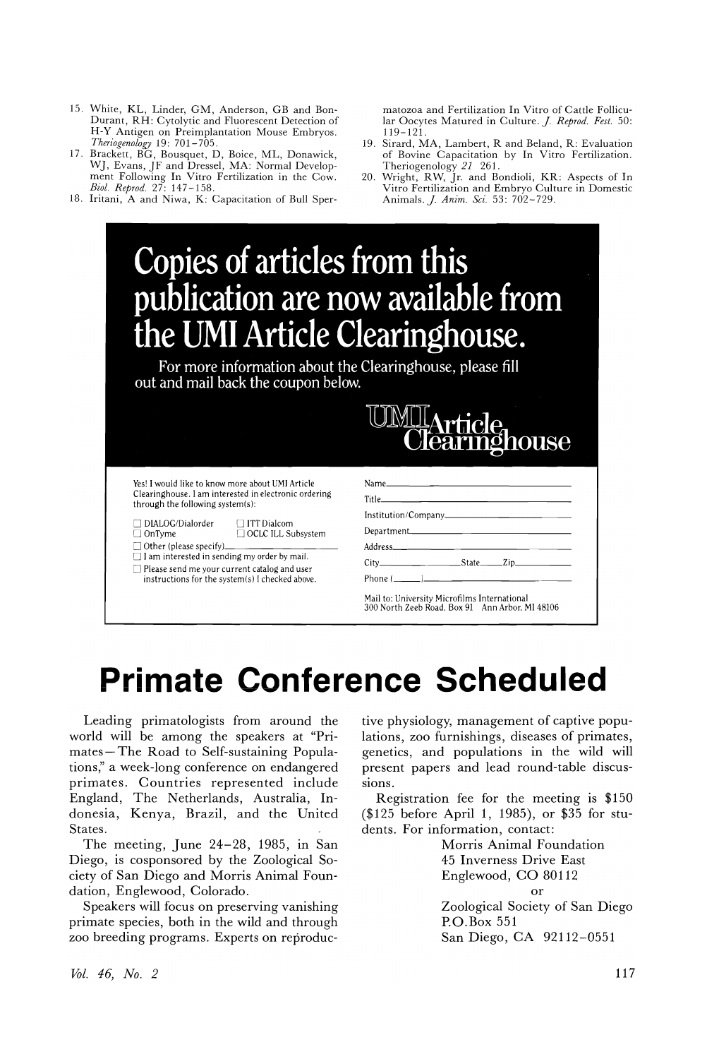15. White, KL, Linder, GM, Anderson, GB and Bon-Durant, RH: Cytolytic and Fluorescent Detection of H-Y Antigen on Preimplantation Mouse Embryos. *Theriogenology* 19: 701–705.
17. Brackett, BG, Bousquet, D, Boice, ML, Donawick, WJ, Evans, JF and Dressel, MA: Normal Development Following In Vitro Fertilization in the Cow. *Biol. Reprod.* 27: 147–158.
18. Iritani, A and Niwa, K: Capacitation of Bull Spermatozoa and Fertilization In Vitro of Cattle Follicular Oocytes Matured in Culture. *J. Reprod. Fest.* 50: 119–121.
19. Sirard, MA, Lambert, R and Beland, R: Evaluation of Bovine Capacitation by In Vitro Fertilization. Theriogenology *21* 261.
20. Wright, RW, Jr. and Bondioli, KR: Aspects of In Vitro Fertilization and Embryo Culture in Domestic Animals. *J. Anim. Sci.* 53: 702–729.

**Copies of articles from this publication are now available from the UMI Article Clearinghouse.**

For more information about the Clearinghouse, please fill out and mail back the coupon below.

UMI Article Clearinghouse

Yes! I would like to know more about UMI Article Clearinghouse. I am interested in electronic ordering through the following system(s):

- ☐ DIALOG/Dialorder
- ☐ ITT Dialcom
- ☐ OnTyme
- ☐ OCLC ILL Subsystem
- ☐ Other (please specify)\_\_\_\_\_\_\_\_
- ☐ I am interested in sending my order by mail.
- ☐ Please send me your current catalog and user instructions for the system(s) I checked above.

Name\_\_\_\_\_\_\_\_
Title\_\_\_\_\_\_\_\_
Institution/Company\_\_\_\_\_\_\_\_
Department\_\_\_\_\_\_\_\_
Address\_\_\_\_\_\_\_\_
City\_\_\_\_\_\_\_\_ State\_\_\_\_ Zip\_\_\_\_\_\_
Phone (\_\_\_\_) \_\_\_\_\_\_\_\_

Mail to: University Microfilms International
300 North Zeeb Road, Box 91 Ann Arbor, MI 48106

# Primate Conference Scheduled

Leading primatologists from around the world will be among the speakers at "Primates—The Road to Self-sustaining Populations," a week-long conference on endangered primates. Countries represented include England, The Netherlands, Australia, Indonesia, Kenya, Brazil, and the United States.

The meeting, June 24–28, 1985, in San Diego, is cosponsored by the Zoological Society of San Diego and Morris Animal Foundation, Englewood, Colorado.

Speakers will focus on preserving vanishing primate species, both in the wild and through zoo breeding programs. Experts on reproductive physiology, management of captive populations, zoo furnishings, diseases of primates, genetics, and populations in the wild will present papers and lead round-table discussions.

Registration fee for the meeting is $150 ($125 before April 1, 1985), or $35 for students. For information, contact:

Morris Animal Foundation
45 Inverness Drive East
Englewood, CO 80112

or

Zoological Society of San Diego
P.O.Box 551
San Diego, CA 92112-0551